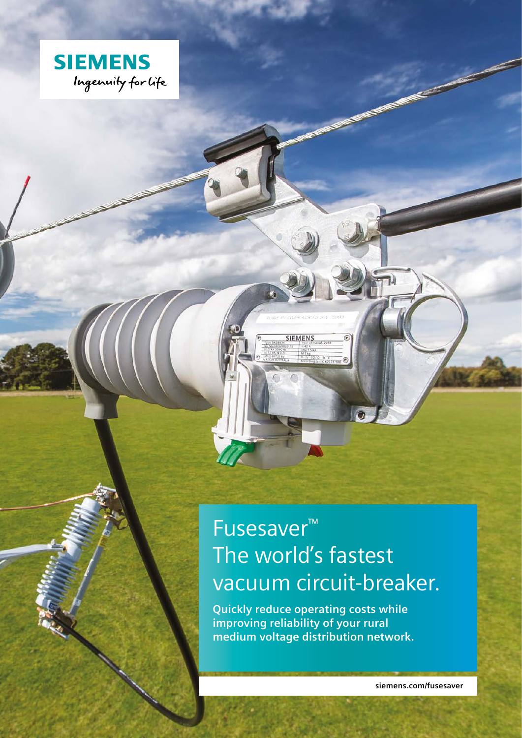SIEMENS

Ingenuity for life

# Fusesaver™ The world's fastest vacuum circuit-breaker.

**Quickly reduce operating costs while improving reliability of your rural medium voltage distribution network.**

siemens.com/fusesaver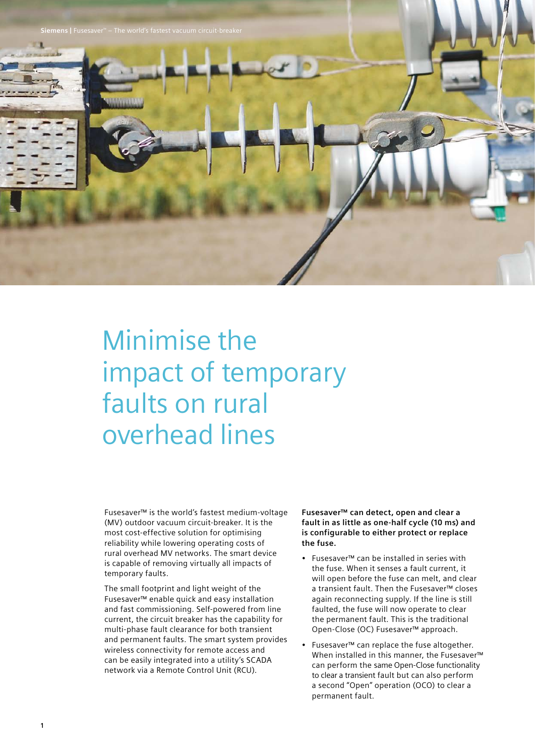# Minimise the impact of temporary faults on rural overhead lines

Fusesaver™ is the world's fastest medium-voltage (MV) outdoor vacuum circuit-breaker. It is the most cost-effective solution for optimising reliability while lowering operating costs of rural overhead MV networks. The smart device is capable of removing virtually all impacts of temporary faults.

The small footprint and light weight of the Fusesaver™ enable quick and easy installation and fast commissioning. Self-powered from line current, the circuit breaker has the capability for multi-phase fault clearance for both transient and permanent faults. The smart system provides wireless connectivity for remote access and can be easily integrated into a utility's SCADA network via a Remote Control Unit (RCU).

**Fusesaver™ can detect, open and clear a fault in as little as one-half cycle (10 ms) and is configurable to either protect or replace the fuse.**

- Fusesaver™ can be installed in series with the fuse. When it senses a fault current, it will open before the fuse can melt, and clear a transient fault. Then the Fusesaver™ closes again reconnecting supply. If the line is still faulted, the fuse will now operate to clear the permanent fault. This is the traditional Open-Close (OC) Fusesaver™ approach.
- Fusesaver™ can replace the fuse altogether. When installed in this manner, the Fusesaver™ can perform the same Open-Close functionality to clear a transient fault but can also perform a second "Open" operation (OCO) to clear a permanent fault.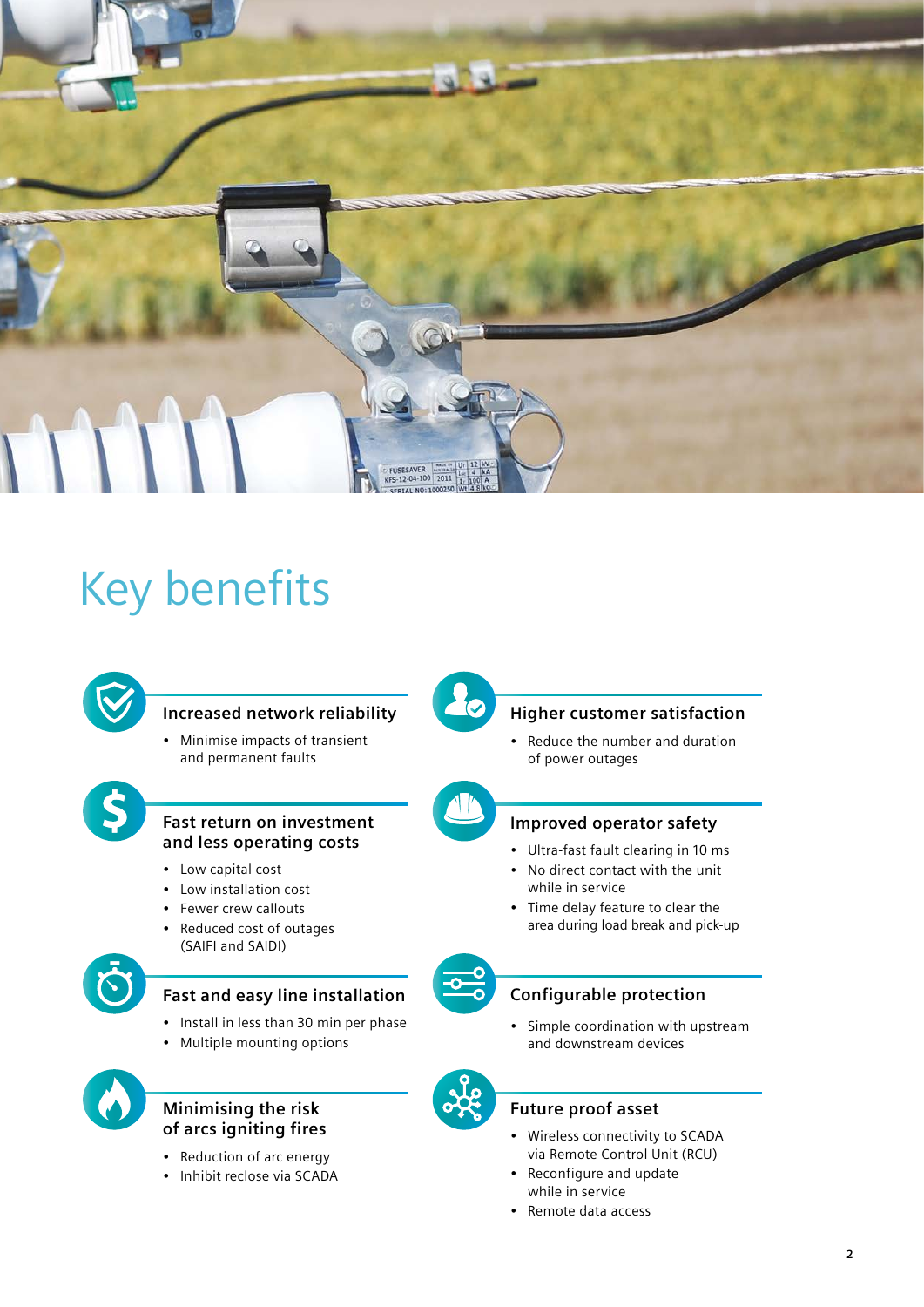# Key benefits

### Increased network reliability

- Minimise impacts of transient and permanent faults

### Fast return on investment and less operating costs

- Low capital cost
- Low installation cost
- Fewer crew callouts
- Reduced cost of outages (SAIFI and SAIDI)

### Fast and easy line installation

- Install in less than 30 min per phase
- Multiple mounting options

### Minimising the risk of arcs igniting fires

- Reduction of arc energy
- Inhibit reclose via SCADA

### Higher customer satisfaction

- Reduce the number and duration of power outages

### Improved operator safety

- Ultra-fast fault clearing in 10 ms
- No direct contact with the unit while in service
- Time delay feature to clear the area during load break and pick-up

### Configurable protection

- Simple coordination with upstream and downstream devices

### Future proof asset

- Wireless connectivity to SCADA via Remote Control Unit (RCU)
- Reconfigure and update while in service
- Remote data access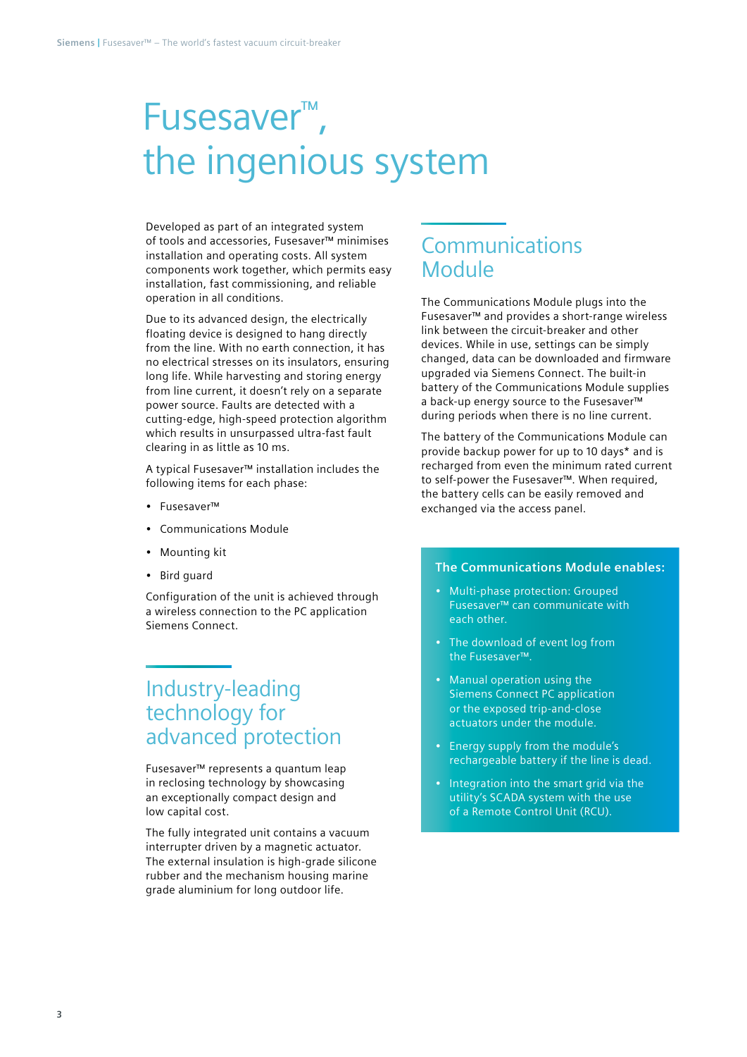# Fusesaver™, the ingenious system

Developed as part of an integrated system of tools and accessories, Fusesaver™ minimises installation and operating costs. All system components work together, which permits easy installation, fast commissioning, and reliable operation in all conditions.

Due to its advanced design, the electrically floating device is designed to hang directly from the line. With no earth connection, it has no electrical stresses on its insulators, ensuring long life. While harvesting and storing energy from line current, it doesn't rely on a separate power source. Faults are detected with a cutting-edge, high-speed protection algorithm which results in unsurpassed ultra-fast fault clearing in as little as 10 ms.

A typical Fusesaver™ installation includes the following items for each phase:

- Fusesaver™
- Communications Module
- Mounting kit
- Bird guard

Configuration of the unit is achieved through a wireless connection to the PC application Siemens Connect.

## Industry-leading technology for advanced protection

Fusesaver™ represents a quantum leap in reclosing technology by showcasing an exceptionally compact design and low capital cost.

The fully integrated unit contains a vacuum interrupter driven by a magnetic actuator. The external insulation is high-grade silicone rubber and the mechanism housing marine grade aluminium for long outdoor life.

## Communications Module

The Communications Module plugs into the Fusesaver™ and provides a short-range wireless link between the circuit-breaker and other devices. While in use, settings can be simply changed, data can be downloaded and firmware upgraded via Siemens Connect. The built-in battery of the Communications Module supplies a back-up energy source to the Fusesaver™ during periods when there is no line current.

The battery of the Communications Module can provide backup power for up to 10 days* and is recharged from even the minimum rated current to self-power the Fusesaver™. When required, the battery cells can be easily removed and exchanged via the access panel.

**The Communications Module enables:**

- Multi-phase protection: Grouped Fusesaver™ can communicate with each other.
- The download of event log from the Fusesaver™.
- Manual operation using the Siemens Connect PC application or the exposed trip-and-close actuators under the module.
- Energy supply from the module's rechargeable battery if the line is dead.
- Integration into the smart grid via the utility's SCADA system with the use of a Remote Control Unit (RCU).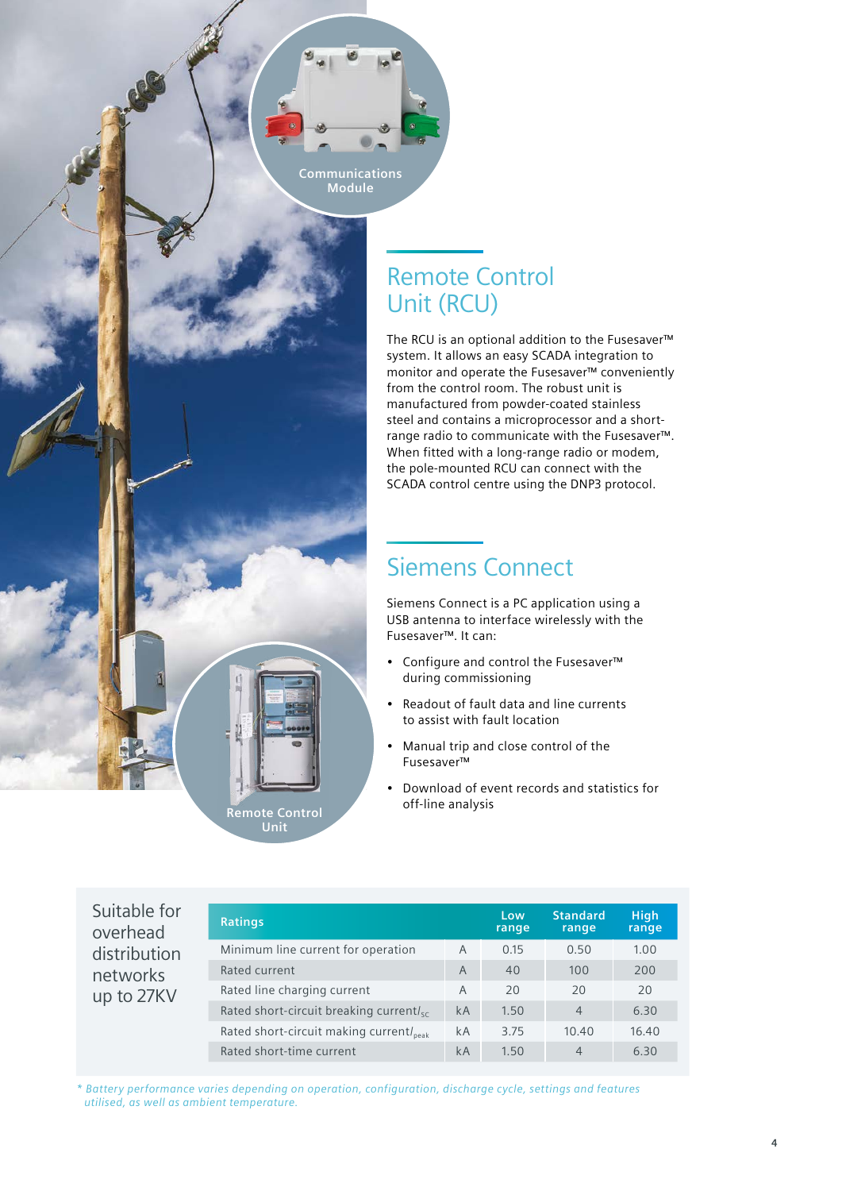Communications Module

## Remote Control Unit (RCU)

The RCU is an optional addition to the Fusesaver™ system. It allows an easy SCADA integration to monitor and operate the Fusesaver™ conveniently from the control room. The robust unit is manufactured from powder-coated stainless steel and contains a microprocessor and a short-range radio to communicate with the Fusesaver™. When fitted with a long-range radio or modem, the pole-mounted RCU can connect with the SCADA control centre using the DNP3 protocol.

## Siemens Connect

Siemens Connect is a PC application using a USB antenna to interface wirelessly with the Fusesaver™. It can:

- Configure and control the Fusesaver™ during commissioning
- Readout of fault data and line currents to assist with fault location
- Manual trip and close control of the Fusesaver™
- Download of event records and statistics for off-line analysis

Remote Control Unit

Suitable for overhead distribution networks up to 27KV

| Ratings | | Low range | Standard range | High range |
|---|---|---|---|---|
| Minimum line current for operation | A | 0.15 | 0.50 | 1.00 |
| Rated current | A | 40 | 100 | 200 |
| Rated line charging current | A | 20 | 20 | 20 |
| Rated short-circuit breaking current/$I_{SC}$ | kA | 1.50 | 4 | 6.30 |
| Rated short-circuit making current/$I_{peak}$ | kA | 3.75 | 10.40 | 16.40 |
| Rated short-time current | kA | 1.50 | 4 | 6.30 |

*\* Battery performance varies depending on operation, configuration, discharge cycle, settings and features utilised, as well as ambient temperature.*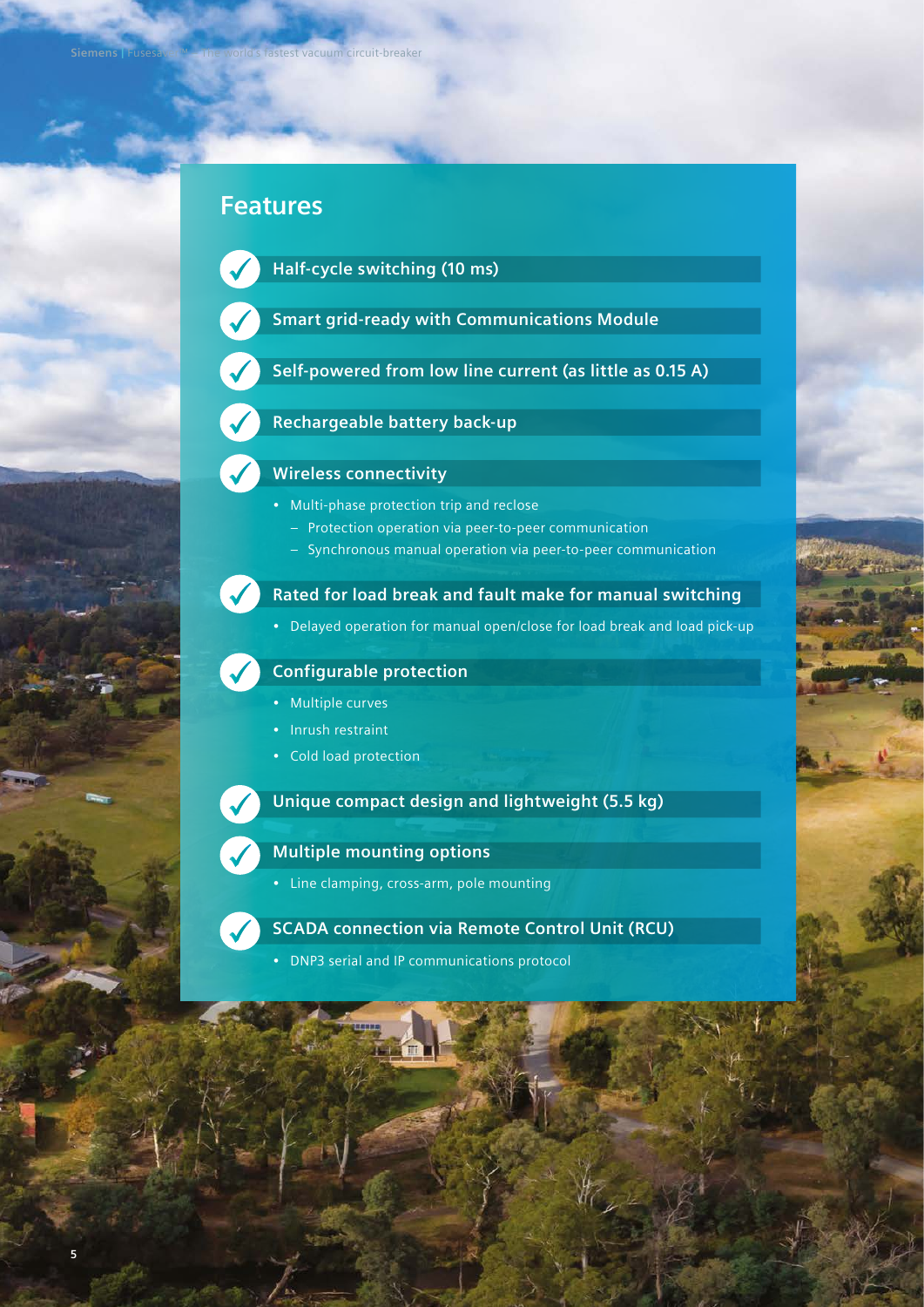## Features

- **Half-cycle switching (10 ms)**
- **Smart grid-ready with Communications Module**
- **Self-powered from low line current (as little as 0.15 A)**
- **Rechargeable battery back-up**
- **Wireless connectivity**
  - Multi-phase protection trip and reclose
    - Protection operation via peer-to-peer communication
    - Synchronous manual operation via peer-to-peer communication
- **Rated for load break and fault make for manual switching**
  - Delayed operation for manual open/close for load break and load pick-up
- **Configurable protection**
  - Multiple curves
  - Inrush restraint
  - Cold load protection
- **Unique compact design and lightweight (5.5 kg)**
- **Multiple mounting options**
  - Line clamping, cross-arm, pole mounting
- **SCADA connection via Remote Control Unit (RCU)**
  - DNP3 serial and IP communications protocol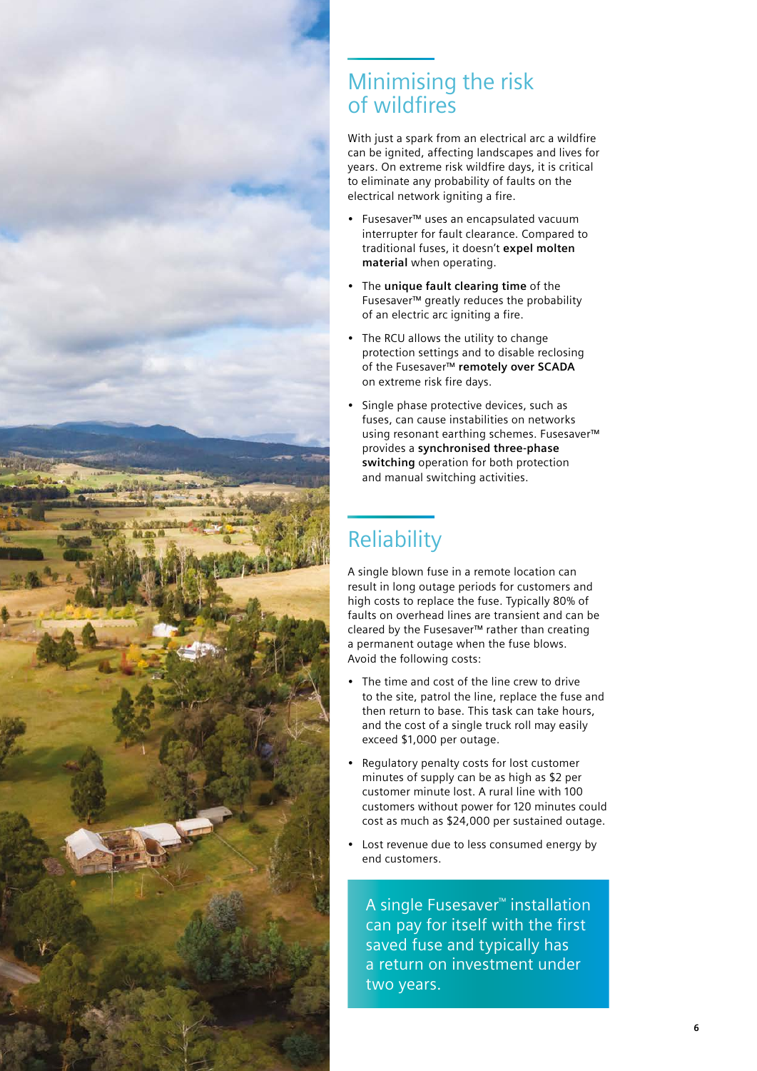## Minimising the risk of wildfires

With just a spark from an electrical arc a wildfire can be ignited, affecting landscapes and lives for years. On extreme risk wildfire days, it is critical to eliminate any probability of faults on the electrical network igniting a fire.

- Fusesaver™ uses an encapsulated vacuum interrupter for fault clearance. Compared to traditional fuses, it doesn't **expel molten material** when operating.
- The **unique fault clearing time** of the Fusesaver™ greatly reduces the probability of an electric arc igniting a fire.
- The RCU allows the utility to change protection settings and to disable reclosing of the Fusesaver™ **remotely over SCADA** on extreme risk fire days.
- Single phase protective devices, such as fuses, can cause instabilities on networks using resonant earthing schemes. Fusesaver™ provides a **synchronised three-phase switching** operation for both protection and manual switching activities.

## Reliability

A single blown fuse in a remote location can result in long outage periods for customers and high costs to replace the fuse. Typically 80% of faults on overhead lines are transient and can be cleared by the Fusesaver™ rather than creating a permanent outage when the fuse blows. Avoid the following costs:

- The time and cost of the line crew to drive to the site, patrol the line, replace the fuse and then return to base. This task can take hours, and the cost of a single truck roll may easily exceed $1,000 per outage.
- Regulatory penalty costs for lost customer minutes of supply can be as high as $2 per customer minute lost. A rural line with 100 customers without power for 120 minutes could cost as much as $24,000 per sustained outage.
- Lost revenue due to less consumed energy by end customers.

A single Fusesaver™ installation can pay for itself with the first saved fuse and typically has a return on investment under two years.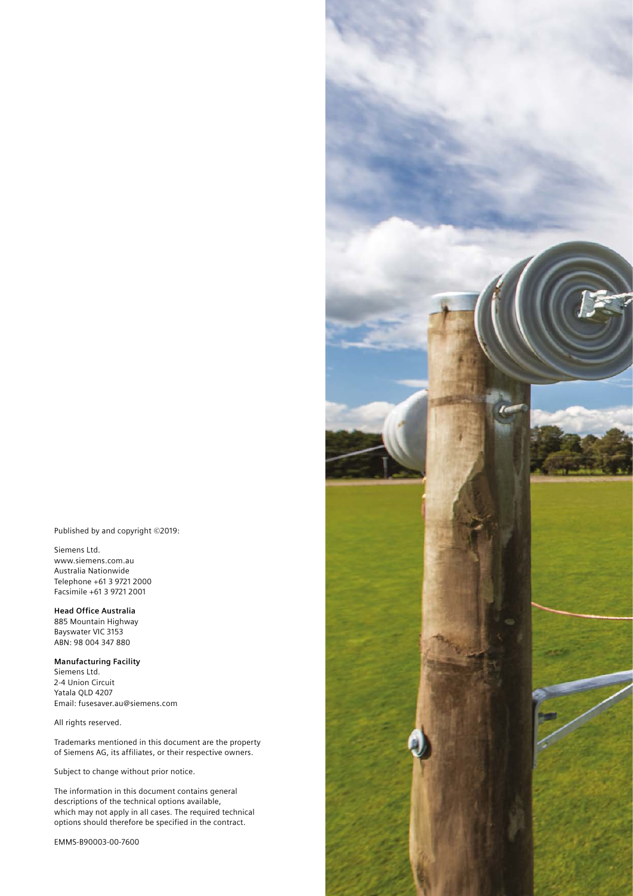Published by and copyright ©2019:

Siemens Ltd.
www.siemens.com.au
Australia Nationwide
Telephone +61 3 9721 2000
Facsimile +61 3 9721 2001

**Head Office Australia**
885 Mountain Highway
Bayswater VIC 3153
ABN: 98 004 347 880

**Manufacturing Facility**
Siemens Ltd.
2-4 Union Circuit
Yatala QLD 4207
Email: fusesaver.au@siemens.com

All rights reserved.

Trademarks mentioned in this document are the property of Siemens AG, its affiliates, or their respective owners.

Subject to change without prior notice.

The information in this document contains general descriptions of the technical options available, which may not apply in all cases. The required technical options should therefore be specified in the contract.

EMMS-B90003-00-7600